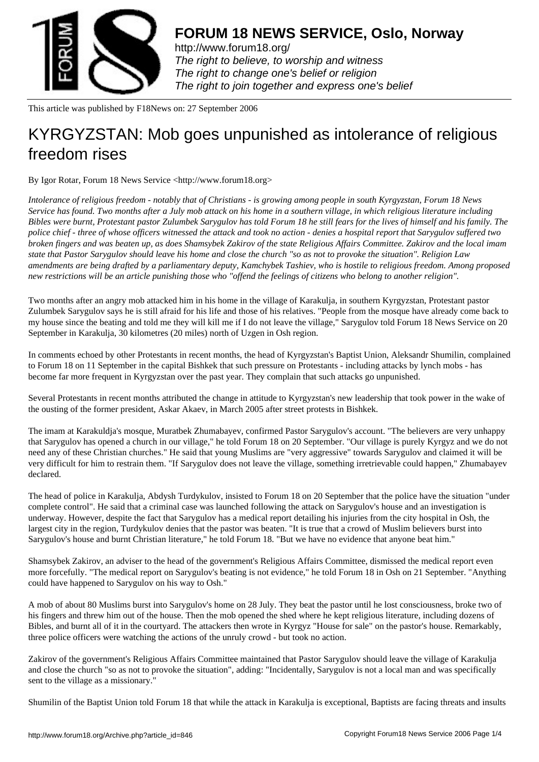# FORUM 18 NEWS SERVICE, Oslo, Norway

http://www.forum18.org/
*The right to believe, to worship and witness*
*The right to change one's belief or religion*
*The right to join together and express one's belief*

This article was published by F18News on: 27 September 2006

# KYRGYZSTAN: Mob goes unpunished as intolerance of religious freedom rises

By Igor Rotar, Forum 18 News Service <http://www.forum18.org>

*Intolerance of religious freedom - notably that of Christians - is growing among people in south Kyrgyzstan, Forum 18 News Service has found. Two months after a July mob attack on his home in a southern village, in which religious literature including Bibles were burnt, Protestant pastor Zulumbek Sarygulov has told Forum 18 he still fears for the lives of himself and his family. The police chief - three of whose officers witnessed the attack and took no action - denies a hospital report that Sarygulov suffered two broken fingers and was beaten up, as does Shamsybek Zakirov of the state Religious Affairs Committee. Zakirov and the local imam state that Pastor Sarygulov should leave his home and close the church "so as not to provoke the situation". Religion Law amendments are being drafted by a parliamentary deputy, Kamchybek Tashiev, who is hostile to religious freedom. Among proposed new restrictions will be an article punishing those who "offend the feelings of citizens who belong to another religion".*

Two months after an angry mob attacked him in his home in the village of Karakulja, in southern Kyrgyzstan, Protestant pastor Zulumbek Sarygulov says he is still afraid for his life and those of his relatives. "People from the mosque have already come back to my house since the beating and told me they will kill me if I do not leave the village," Sarygulov told Forum 18 News Service on 20 September in Karakulja, 30 kilometres (20 miles) north of Uzgen in Osh region.

In comments echoed by other Protestants in recent months, the head of Kyrgyzstan's Baptist Union, Aleksandr Shumilin, complained to Forum 18 on 11 September in the capital Bishkek that such pressure on Protestants - including attacks by lynch mobs - has become far more frequent in Kyrgyzstan over the past year. They complain that such attacks go unpunished.

Several Protestants in recent months attributed the change in attitude to Kyrgyzstan's new leadership that took power in the wake of the ousting of the former president, Askar Akaev, in March 2005 after street protests in Bishkek.

The imam at Karakuldja's mosque, Muratbek Zhumabayev, confirmed Pastor Sarygulov's account. "The believers are very unhappy that Sarygulov has opened a church in our village," he told Forum 18 on 20 September. "Our village is purely Kyrgyz and we do not need any of these Christian churches." He said that young Muslims are "very aggressive" towards Sarygulov and claimed it will be very difficult for him to restrain them. "If Sarygulov does not leave the village, something irretrievable could happen," Zhumabayev declared.

The head of police in Karakulja, Abdysh Turdykulov, insisted to Forum 18 on 20 September that the police have the situation "under complete control". He said that a criminal case was launched following the attack on Sarygulov's house and an investigation is underway. However, despite the fact that Sarygulov has a medical report detailing his injuries from the city hospital in Osh, the largest city in the region, Turdykulov denies that the pastor was beaten. "It is true that a crowd of Muslim believers burst into Sarygulov's house and burnt Christian literature," he told Forum 18. "But we have no evidence that anyone beat him."

Shamsybek Zakirov, an adviser to the head of the government's Religious Affairs Committee, dismissed the medical report even more forcefully. "The medical report on Sarygulov's beating is not evidence," he told Forum 18 in Osh on 21 September. "Anything could have happened to Sarygulov on his way to Osh."

A mob of about 80 Muslims burst into Sarygulov's home on 28 July. They beat the pastor until he lost consciousness, broke two of his fingers and threw him out of the house. Then the mob opened the shed where he kept religious literature, including dozens of Bibles, and burnt all of it in the courtyard. The attackers then wrote in Kyrgyz "House for sale" on the pastor's house. Remarkably, three police officers were watching the actions of the unruly crowd - but took no action.

Zakirov of the government's Religious Affairs Committee maintained that Pastor Sarygulov should leave the village of Karakulja and close the church "so as not to provoke the situation", adding: "Incidentally, Sarygulov is not a local man and was specifically sent to the village as a missionary."

Shumilin of the Baptist Union told Forum 18 that while the attack in Karakulja is exceptional, Baptists are facing threats and insults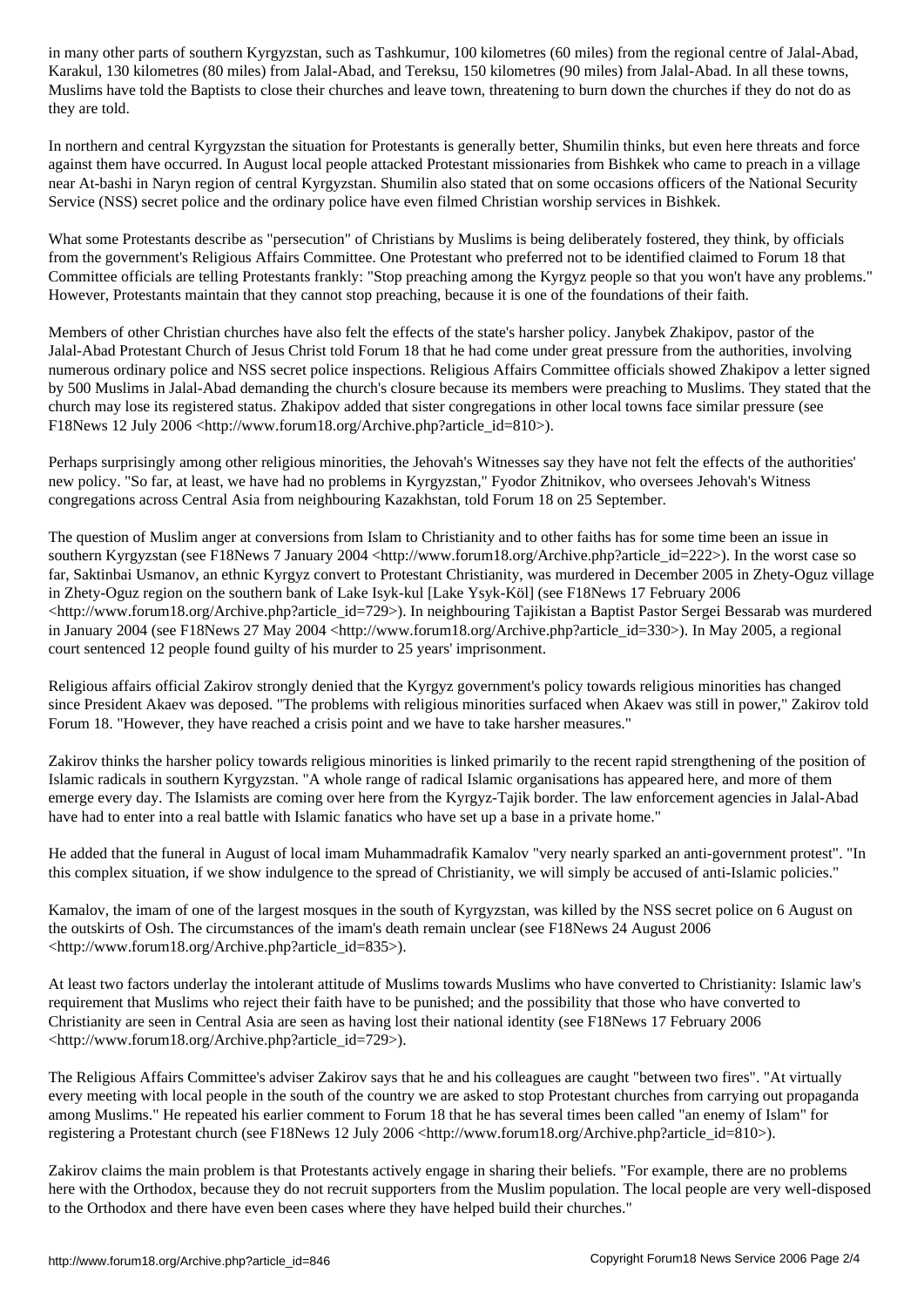in many other parts of southern Kyrgyzstan, such as Tashkumur, 100 kilometres (60 miles) from the regional centre of Jalal-Abad, Karakul, 130 kilometres (80 miles) from Jalal-Abad, and Tereksu, 150 kilometres (90 miles) from Jalal-Abad. In all these towns, Muslims have told the Baptists to close their churches and leave town, threatening to burn down the churches if they do not do as they are told.

In northern and central Kyrgyzstan the situation for Protestants is generally better, Shumilin thinks, but even here threats and force against them have occurred. In August local people attacked Protestant missionaries from Bishkek who came to preach in a village near At-bashi in Naryn region of central Kyrgyzstan. Shumilin also stated that on some occasions officers of the National Security Service (NSS) secret police and the ordinary police have even filmed Christian worship services in Bishkek.

What some Protestants describe as "persecution" of Christians by Muslims is being deliberately fostered, they think, by officials from the government's Religious Affairs Committee. One Protestant who preferred not to be identified claimed to Forum 18 that Committee officials are telling Protestants frankly: "Stop preaching among the Kyrgyz people so that you won't have any problems." However, Protestants maintain that they cannot stop preaching, because it is one of the foundations of their faith.

Members of other Christian churches have also felt the effects of the state's harsher policy. Janybek Zhakipov, pastor of the Jalal-Abad Protestant Church of Jesus Christ told Forum 18 that he had come under great pressure from the authorities, involving numerous ordinary police and NSS secret police inspections. Religious Affairs Committee officials showed Zhakipov a letter signed by 500 Muslims in Jalal-Abad demanding the church's closure because its members were preaching to Muslims. They stated that the church may lose its registered status. Zhakipov added that sister congregations in other local towns face similar pressure (see F18News 12 July 2006 <http://www.forum18.org/Archive.php?article_id=810>).

Perhaps surprisingly among other religious minorities, the Jehovah's Witnesses say they have not felt the effects of the authorities' new policy. "So far, at least, we have had no problems in Kyrgyzstan," Fyodor Zhitnikov, who oversees Jehovah's Witness congregations across Central Asia from neighbouring Kazakhstan, told Forum 18 on 25 September.

The question of Muslim anger at conversions from Islam to Christianity and to other faiths has for some time been an issue in southern Kyrgyzstan (see F18News 7 January 2004 <http://www.forum18.org/Archive.php?article_id=222>). In the worst case so far, Saktinbai Usmanov, an ethnic Kyrgyz convert to Protestant Christianity, was murdered in December 2005 in Zhety-Oguz village in Zhety-Oguz region on the southern bank of Lake Isyk-kul [Lake Ysyk-Köl] (see F18News 17 February 2006 <http://www.forum18.org/Archive.php?article_id=729>). In neighbouring Tajikistan a Baptist Pastor Sergei Bessarab was murdered in January 2004 (see F18News 27 May 2004 <http://www.forum18.org/Archive.php?article_id=330>). In May 2005, a regional court sentenced 12 people found guilty of his murder to 25 years' imprisonment.

Religious affairs official Zakirov strongly denied that the Kyrgyz government's policy towards religious minorities has changed since President Akaev was deposed. "The problems with religious minorities surfaced when Akaev was still in power," Zakirov told Forum 18. "However, they have reached a crisis point and we have to take harsher measures."

Zakirov thinks the harsher policy towards religious minorities is linked primarily to the recent rapid strengthening of the position of Islamic radicals in southern Kyrgyzstan. "A whole range of radical Islamic organisations has appeared here, and more of them emerge every day. The Islamists are coming over here from the Kyrgyz-Tajik border. The law enforcement agencies in Jalal-Abad have had to enter into a real battle with Islamic fanatics who have set up a base in a private home."

He added that the funeral in August of local imam Muhammadrafik Kamalov "very nearly sparked an anti-government protest". "In this complex situation, if we show indulgence to the spread of Christianity, we will simply be accused of anti-Islamic policies."

Kamalov, the imam of one of the largest mosques in the south of Kyrgyzstan, was killed by the NSS secret police on 6 August on the outskirts of Osh. The circumstances of the imam's death remain unclear (see F18News 24 August 2006 <http://www.forum18.org/Archive.php?article_id=835>).

At least two factors underlay the intolerant attitude of Muslims towards Muslims who have converted to Christianity: Islamic law's requirement that Muslims who reject their faith have to be punished; and the possibility that those who have converted to Christianity are seen in Central Asia are seen as having lost their national identity (see F18News 17 February 2006 <http://www.forum18.org/Archive.php?article_id=729>).

The Religious Affairs Committee's adviser Zakirov says that he and his colleagues are caught "between two fires". "At virtually every meeting with local people in the south of the country we are asked to stop Protestant churches from carrying out propaganda among Muslims." He repeated his earlier comment to Forum 18 that he has several times been called "an enemy of Islam" for registering a Protestant church (see F18News 12 July 2006 <http://www.forum18.org/Archive.php?article_id=810>).

Zakirov claims the main problem is that Protestants actively engage in sharing their beliefs. "For example, there are no problems here with the Orthodox, because they do not recruit supporters from the Muslim population. The local people are very well-disposed to the Orthodox and there have even been cases where they have helped build their churches."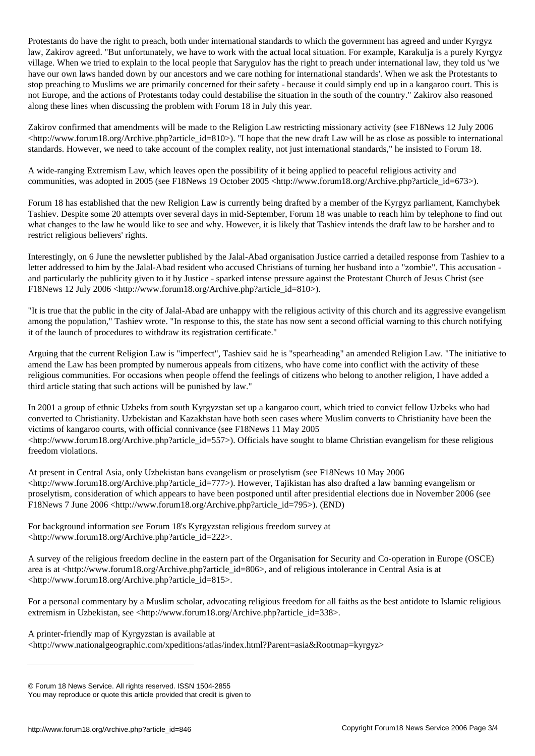Protestants do have the right to preach, both under international standards to which the government has agreed and under Kyrgyz law, Zakirov agreed. "But unfortunately, we have to work with the actual local situation. For example, Karakulja is a purely Kyrgyz village. When we tried to explain to the local people that Sarygulov has the right to preach under international law, they told us 'we have our own laws handed down by our ancestors and we care nothing for international standards'. When we ask the Protestants to stop preaching to Muslims we are primarily concerned for their safety - because it could simply end up in a kangaroo court. This is not Europe, and the actions of Protestants today could destabilise the situation in the south of the country." Zakirov also reasoned along these lines when discussing the problem with Forum 18 in July this year.

Zakirov confirmed that amendments will be made to the Religion Law restricting missionary activity (see F18News 12 July 2006 <http://www.forum18.org/Archive.php?article_id=810>). "I hope that the new draft Law will be as close as possible to international standards. However, we need to take account of the complex reality, not just international standards," he insisted to Forum 18.

A wide-ranging Extremism Law, which leaves open the possibility of it being applied to peaceful religious activity and communities, was adopted in 2005 (see F18News 19 October 2005 <http://www.forum18.org/Archive.php?article_id=673>).

Forum 18 has established that the new Religion Law is currently being drafted by a member of the Kyrgyz parliament, Kamchybek Tashiev. Despite some 20 attempts over several days in mid-September, Forum 18 was unable to reach him by telephone to find out what changes to the law he would like to see and why. However, it is likely that Tashiev intends the draft law to be harsher and to restrict religious believers' rights.

Interestingly, on 6 June the newsletter published by the Jalal-Abad organisation Justice carried a detailed response from Tashiev to a letter addressed to him by the Jalal-Abad resident who accused Christians of turning her husband into a "zombie". This accusation - and particularly the publicity given to it by Justice - sparked intense pressure against the Protestant Church of Jesus Christ (see F18News 12 July 2006 <http://www.forum18.org/Archive.php?article_id=810>).

"It is true that the public in the city of Jalal-Abad are unhappy with the religious activity of this church and its aggressive evangelism among the population," Tashiev wrote. "In response to this, the state has now sent a second official warning to this church notifying it of the launch of procedures to withdraw its registration certificate."

Arguing that the current Religion Law is "imperfect", Tashiev said he is "spearheading" an amended Religion Law. "The initiative to amend the Law has been prompted by numerous appeals from citizens, who have come into conflict with the activity of these religious communities. For occasions when people offend the feelings of citizens who belong to another religion, I have added a third article stating that such actions will be punished by law."

In 2001 a group of ethnic Uzbeks from south Kyrgyzstan set up a kangaroo court, which tried to convict fellow Uzbeks who had converted to Christianity. Uzbekistan and Kazakhstan have both seen cases where Muslim converts to Christianity have been the victims of kangaroo courts, with official connivance (see F18News 11 May 2005 <http://www.forum18.org/Archive.php?article_id=557>). Officials have sought to blame Christian evangelism for these religious freedom violations.

At present in Central Asia, only Uzbekistan bans evangelism or proselytism (see F18News 10 May 2006 <http://www.forum18.org/Archive.php?article_id=777>). However, Tajikistan has also drafted a law banning evangelism or proselytism, consideration of which appears to have been postponed until after presidential elections due in November 2006 (see F18News 7 June 2006 <http://www.forum18.org/Archive.php?article_id=795>). (END)

For background information see Forum 18's Kyrgyzstan religious freedom survey at <http://www.forum18.org/Archive.php?article_id=222>.

A survey of the religious freedom decline in the eastern part of the Organisation for Security and Co-operation in Europe (OSCE) area is at <http://www.forum18.org/Archive.php?article_id=806>, and of religious intolerance in Central Asia is at <http://www.forum18.org/Archive.php?article_id=815>.

For a personal commentary by a Muslim scholar, advocating religious freedom for all faiths as the best antidote to Islamic religious extremism in Uzbekistan, see <http://www.forum18.org/Archive.php?article_id=338>.

A printer-friendly map of Kyrgyzstan is available at <http://www.nationalgeographic.com/xpeditions/atlas/index.html?Parent=asia&Rootmap=kyrgyz>

---

© Forum 18 News Service. All rights reserved. ISSN 1504-2855
You may reproduce or quote this article provided that credit is given to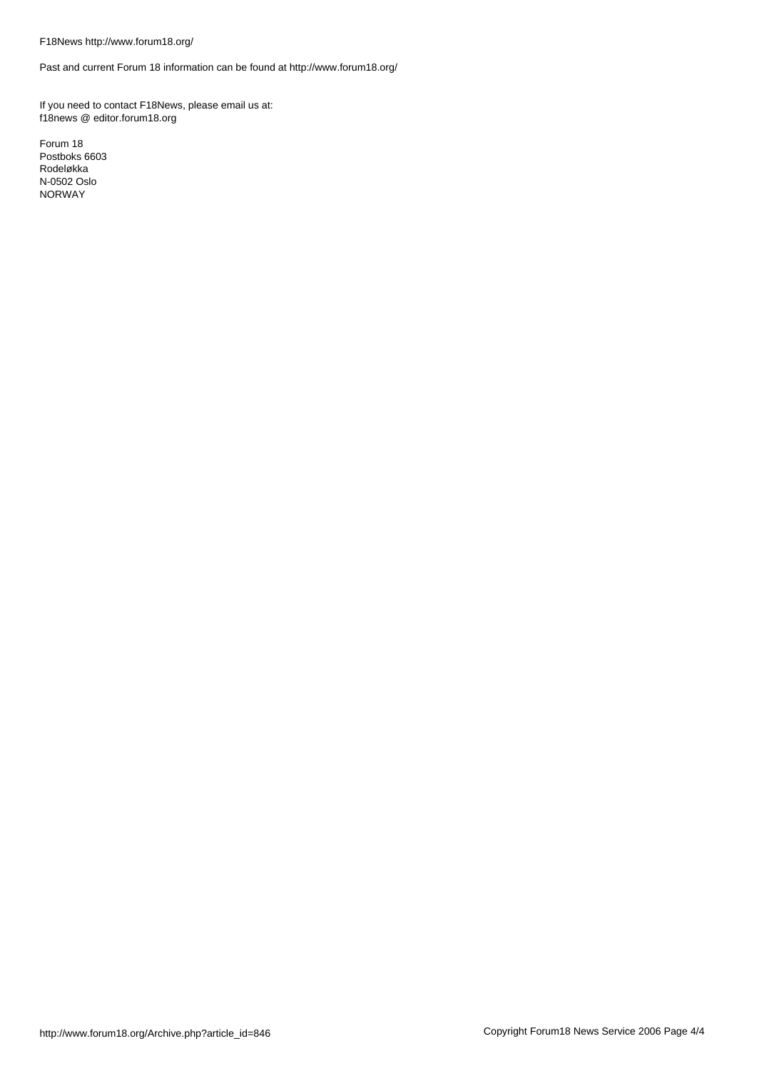F18News http://www.forum18.org/

Past and current Forum 18 information can be found at http://www.forum18.org/

If you need to contact F18News, please email us at:
f18news @ editor.forum18.org

Forum 18
Postboks 6603
Rodeløkka
N-0502 Oslo
NORWAY